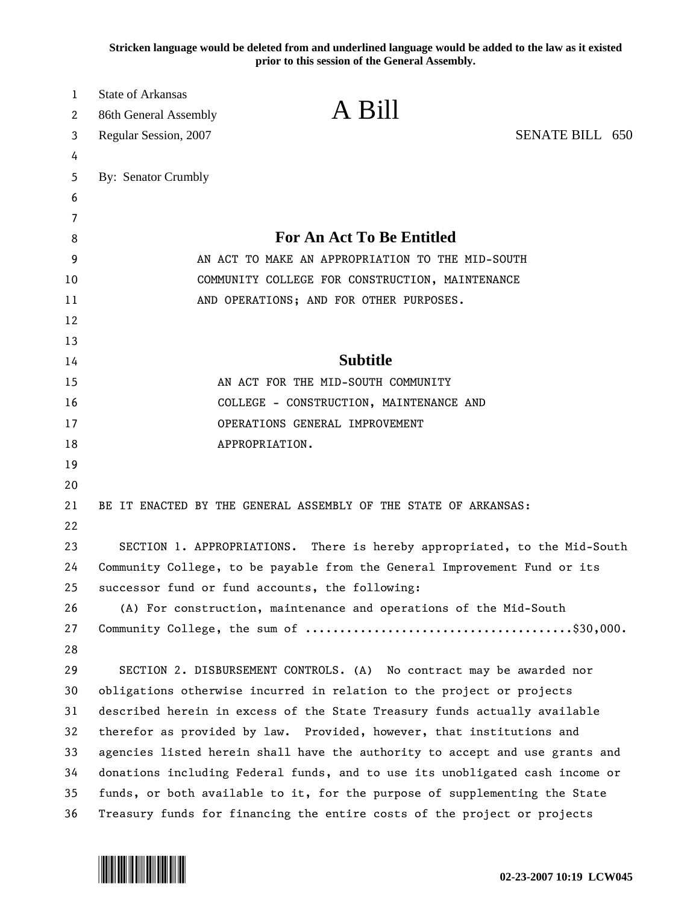**Stricken language would be deleted from and underlined language would be added to the law as it existed prior to this session of the General Assembly.**

State of Arkansas
86th General Assembly
Regular Session, 2007

# A Bill

SENATE BILL 650

By: Senator Crumbly

## For An Act To Be Entitled

AN ACT TO MAKE AN APPROPRIATION TO THE MID-SOUTH COMMUNITY COLLEGE FOR CONSTRUCTION, MAINTENANCE AND OPERATIONS; AND FOR OTHER PURPOSES.

## Subtitle

AN ACT FOR THE MID-SOUTH COMMUNITY COLLEGE - CONSTRUCTION, MAINTENANCE AND OPERATIONS GENERAL IMPROVEMENT APPROPRIATION.

BE IT ENACTED BY THE GENERAL ASSEMBLY OF THE STATE OF ARKANSAS:

SECTION 1. APPROPRIATIONS. There is hereby appropriated, to the Mid-South Community College, to be payable from the General Improvement Fund or its successor fund or fund accounts, the following:

(A) For construction, maintenance and operations of the Mid-South Community College, the sum of ......................................$30,000.

SECTION 2. DISBURSEMENT CONTROLS. (A) No contract may be awarded nor obligations otherwise incurred in relation to the project or projects described herein in excess of the State Treasury funds actually available therefor as provided by law. Provided, however, that institutions and agencies listed herein shall have the authority to accept and use grants and donations including Federal funds, and to use its unobligated cash income or funds, or both available to it, for the purpose of supplementing the State Treasury funds for financing the entire costs of the project or projects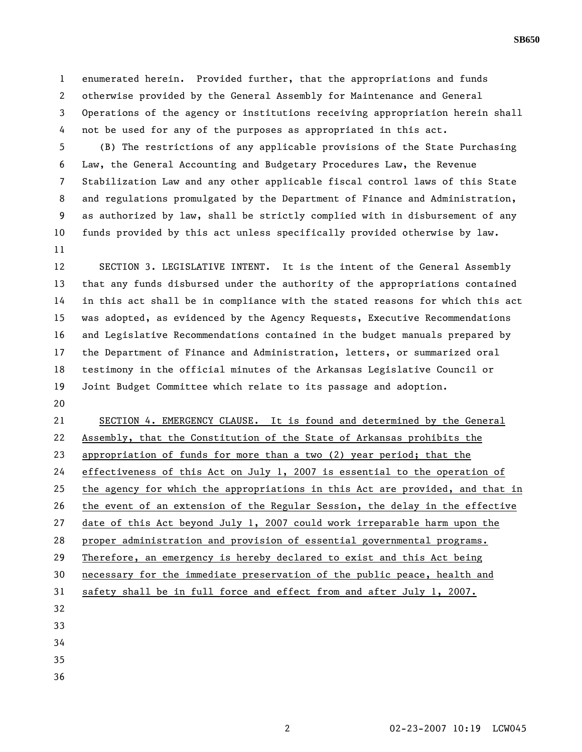enumerated herein. Provided further, that the appropriations and funds otherwise provided by the General Assembly for Maintenance and General Operations of the agency or institutions receiving appropriation herein shall not be used for any of the purposes as appropriated in this act.

(B) The restrictions of any applicable provisions of the State Purchasing Law, the General Accounting and Budgetary Procedures Law, the Revenue Stabilization Law and any other applicable fiscal control laws of this State and regulations promulgated by the Department of Finance and Administration, as authorized by law, shall be strictly complied with in disbursement of any funds provided by this act unless specifically provided otherwise by law.

SECTION 3. LEGISLATIVE INTENT. It is the intent of the General Assembly that any funds disbursed under the authority of the appropriations contained in this act shall be in compliance with the stated reasons for which this act was adopted, as evidenced by the Agency Requests, Executive Recommendations and Legislative Recommendations contained in the budget manuals prepared by the Department of Finance and Administration, letters, or summarized oral testimony in the official minutes of the Arkansas Legislative Council or Joint Budget Committee which relate to its passage and adoption.

SECTION 4. EMERGENCY CLAUSE. It is found and determined by the General Assembly, that the Constitution of the State of Arkansas prohibits the appropriation of funds for more than a two (2) year period; that the effectiveness of this Act on July 1, 2007 is essential to the operation of the agency for which the appropriations in this Act are provided, and that in the event of an extension of the Regular Session, the delay in the effective date of this Act beyond July 1, 2007 could work irreparable harm upon the proper administration and provision of essential governmental programs. Therefore, an emergency is hereby declared to exist and this Act being necessary for the immediate preservation of the public peace, health and safety shall be in full force and effect from and after July 1, 2007.